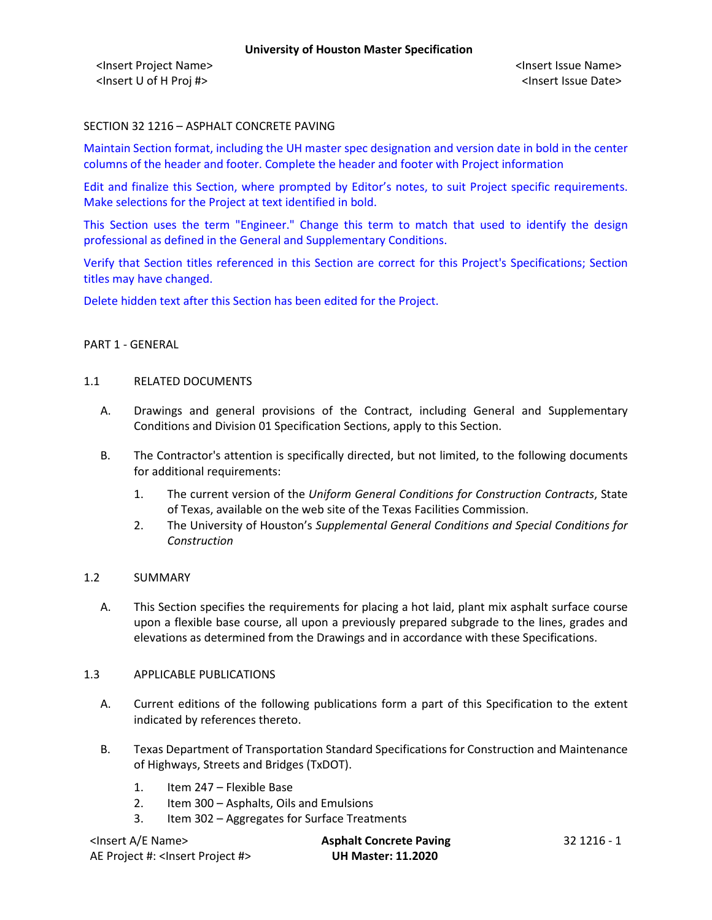# SECTION 32 1216 – ASPHALT CONCRETE PAVING

Maintain Section format, including the UH master spec designation and version date in bold in the center columns of the header and footer. Complete the header and footer with Project information

Edit and finalize this Section, where prompted by Editor's notes, to suit Project specific requirements. Make selections for the Project at text identified in bold.

This Section uses the term "Engineer." Change this term to match that used to identify the design professional as defined in the General and Supplementary Conditions.

Verify that Section titles referenced in this Section are correct for this Project's Specifications; Section titles may have changed.

Delete hidden text after this Section has been edited for the Project.

## PART 1 - GENERAL

### 1.1 RELATED DOCUMENTS

A. Drawings and general provisions of the Contract, including General and Supplementary Conditions and Division 01 Specification Sections, apply to this Section.

B. The Contractor's attention is specifically directed, but not limited, to the following documents for additional requirements:

1. The current version of the *Uniform General Conditions for Construction Contracts*, State of Texas, available on the web site of the Texas Facilities Commission.
2. The University of Houston's *Supplemental General Conditions and Special Conditions for Construction*

### 1.2 SUMMARY

A. This Section specifies the requirements for placing a hot laid, plant mix asphalt surface course upon a flexible base course, all upon a previously prepared subgrade to the lines, grades and elevations as determined from the Drawings and in accordance with these Specifications.

### 1.3 APPLICABLE PUBLICATIONS

A. Current editions of the following publications form a part of this Specification to the extent indicated by references thereto.

B. Texas Department of Transportation Standard Specifications for Construction and Maintenance of Highways, Streets and Bridges (TxDOT).

1. Item 247 – Flexible Base
2. Item 300 – Asphalts, Oils and Emulsions
3. Item 302 – Aggregates for Surface Treatments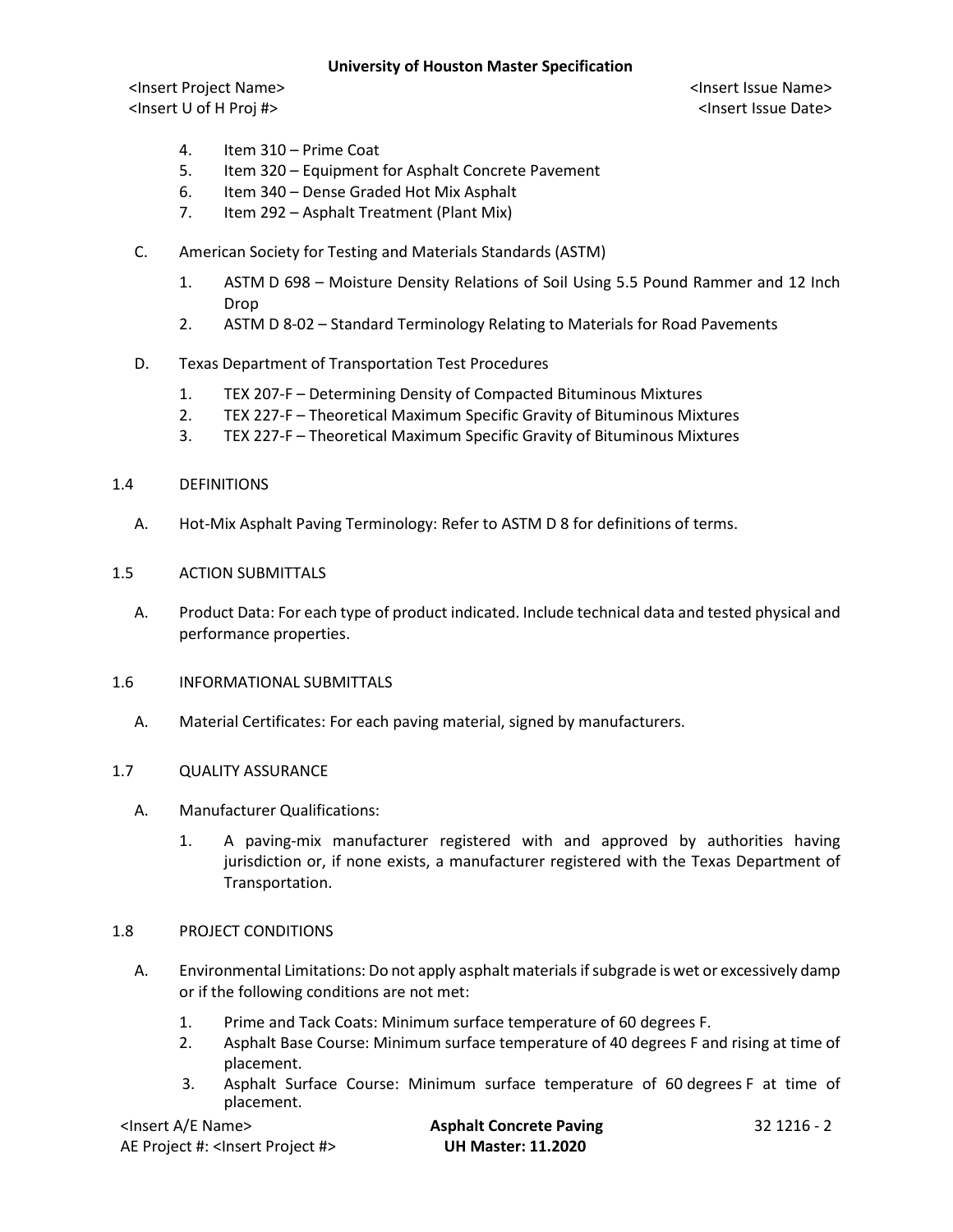4. Item 310 – Prime Coat
5. Item 320 – Equipment for Asphalt Concrete Pavement
6. Item 340 – Dense Graded Hot Mix Asphalt
7. Item 292 – Asphalt Treatment (Plant Mix)

C. American Society for Testing and Materials Standards (ASTM)

1. ASTM D 698 – Moisture Density Relations of Soil Using 5.5 Pound Rammer and 12 Inch Drop
2. ASTM D 8-02 – Standard Terminology Relating to Materials for Road Pavements

D. Texas Department of Transportation Test Procedures

1. TEX 207-F – Determining Density of Compacted Bituminous Mixtures
2. TEX 227-F – Theoretical Maximum Specific Gravity of Bituminous Mixtures
3. TEX 227-F – Theoretical Maximum Specific Gravity of Bituminous Mixtures

## 1.4 DEFINITIONS

A. Hot-Mix Asphalt Paving Terminology: Refer to ASTM D 8 for definitions of terms.

## 1.5 ACTION SUBMITTALS

A. Product Data: For each type of product indicated. Include technical data and tested physical and performance properties.

## 1.6 INFORMATIONAL SUBMITTALS

A. Material Certificates: For each paving material, signed by manufacturers.

## 1.7 QUALITY ASSURANCE

A. Manufacturer Qualifications:

1. A paving-mix manufacturer registered with and approved by authorities having jurisdiction or, if none exists, a manufacturer registered with the Texas Department of Transportation.

## 1.8 PROJECT CONDITIONS

A. Environmental Limitations: Do not apply asphalt materials if subgrade is wet or excessively damp or if the following conditions are not met:

1. Prime and Tack Coats: Minimum surface temperature of 60 degrees F.
2. Asphalt Base Course: Minimum surface temperature of 40 degrees F and rising at time of placement.
3. Asphalt Surface Course: Minimum surface temperature of 60 degrees F at time of placement.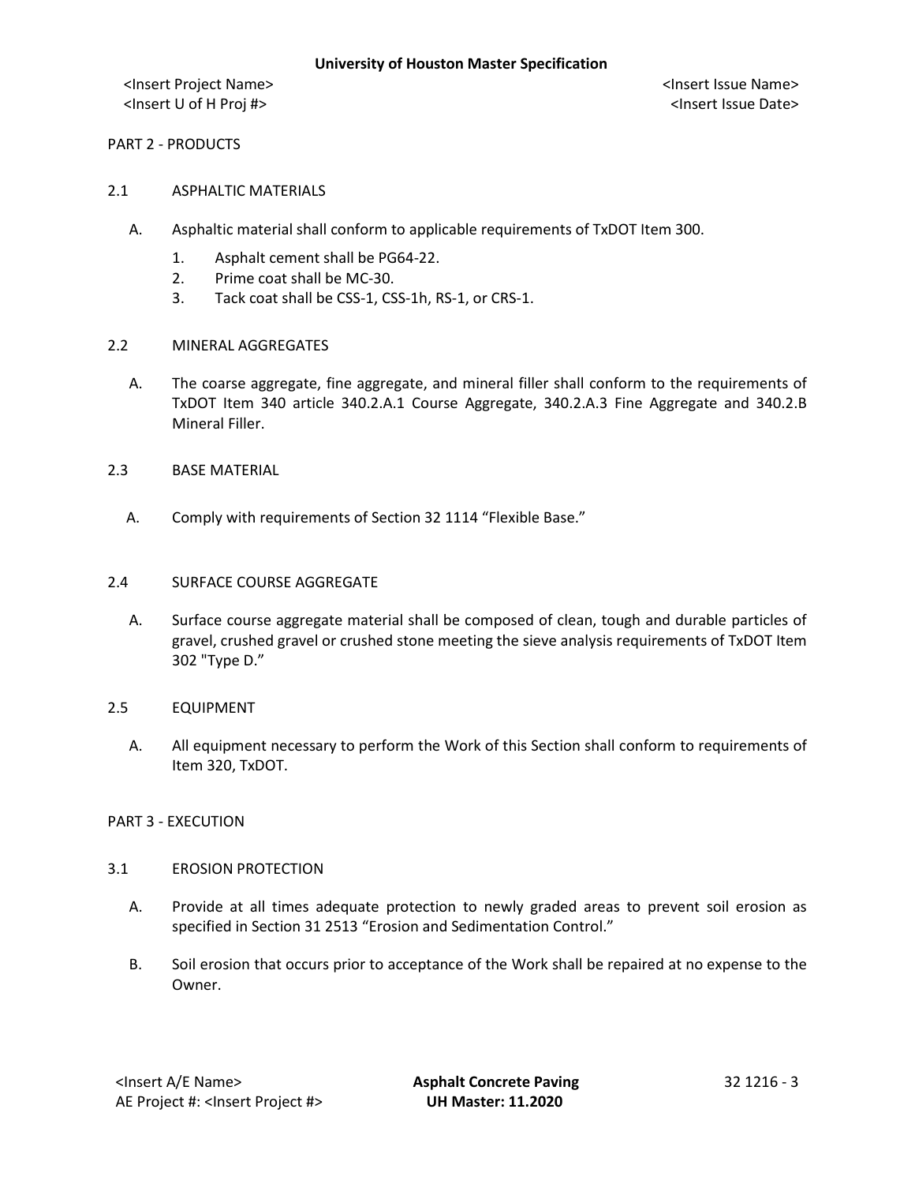## PART 2 - PRODUCTS

### 2.1 ASPHALTIC MATERIALS

A. Asphaltic material shall conform to applicable requirements of TxDOT Item 300.

1. Asphalt cement shall be PG64-22.
2. Prime coat shall be MC-30.
3. Tack coat shall be CSS-1, CSS-1h, RS-1, or CRS-1.

### 2.2 MINERAL AGGREGATES

A. The coarse aggregate, fine aggregate, and mineral filler shall conform to the requirements of TxDOT Item 340 article 340.2.A.1 Course Aggregate, 340.2.A.3 Fine Aggregate and 340.2.B Mineral Filler.

### 2.3 BASE MATERIAL

A. Comply with requirements of Section 32 1114 "Flexible Base."

### 2.4 SURFACE COURSE AGGREGATE

A. Surface course aggregate material shall be composed of clean, tough and durable particles of gravel, crushed gravel or crushed stone meeting the sieve analysis requirements of TxDOT Item 302 "Type D."

### 2.5 EQUIPMENT

A. All equipment necessary to perform the Work of this Section shall conform to requirements of Item 320, TxDOT.

## PART 3 - EXECUTION

### 3.1 EROSION PROTECTION

A. Provide at all times adequate protection to newly graded areas to prevent soil erosion as specified in Section 31 2513 "Erosion and Sedimentation Control."

B. Soil erosion that occurs prior to acceptance of the Work shall be repaired at no expense to the Owner.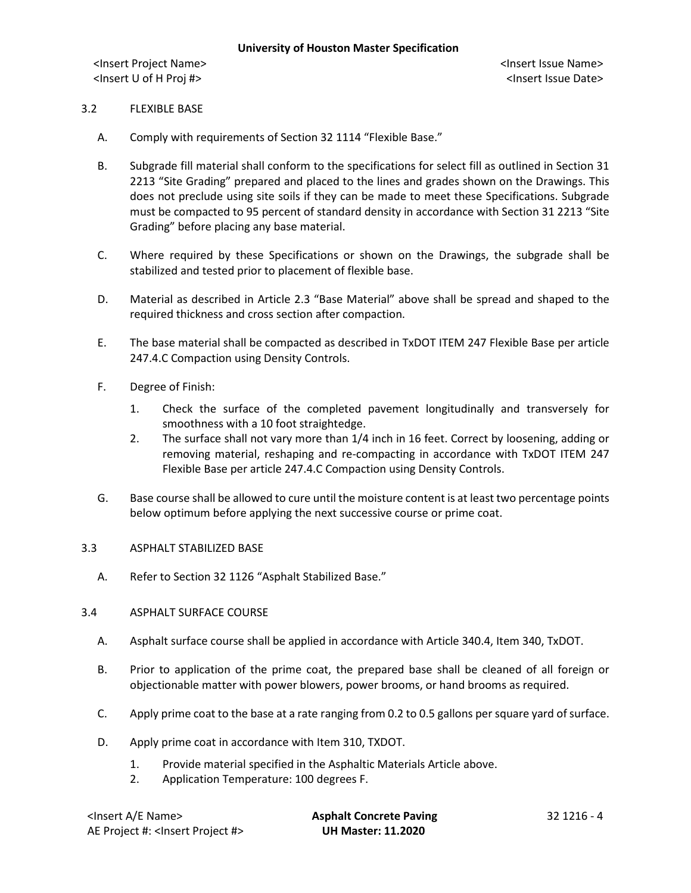## 3.2 FLEXIBLE BASE

A. Comply with requirements of Section 32 1114 "Flexible Base."

B. Subgrade fill material shall conform to the specifications for select fill as outlined in Section 31 2213 "Site Grading" prepared and placed to the lines and grades shown on the Drawings. This does not preclude using site soils if they can be made to meet these Specifications. Subgrade must be compacted to 95 percent of standard density in accordance with Section 31 2213 "Site Grading" before placing any base material.

C. Where required by these Specifications or shown on the Drawings, the subgrade shall be stabilized and tested prior to placement of flexible base.

D. Material as described in Article 2.3 "Base Material" above shall be spread and shaped to the required thickness and cross section after compaction.

E. The base material shall be compacted as described in TxDOT ITEM 247 Flexible Base per article 247.4.C Compaction using Density Controls.

F. Degree of Finish:

1. Check the surface of the completed pavement longitudinally and transversely for smoothness with a 10 foot straightedge.
2. The surface shall not vary more than 1/4 inch in 16 feet. Correct by loosening, adding or removing material, reshaping and re-compacting in accordance with TxDOT ITEM 247 Flexible Base per article 247.4.C Compaction using Density Controls.

G. Base course shall be allowed to cure until the moisture content is at least two percentage points below optimum before applying the next successive course or prime coat.

## 3.3 ASPHALT STABILIZED BASE

A. Refer to Section 32 1126 "Asphalt Stabilized Base."

## 3.4 ASPHALT SURFACE COURSE

A. Asphalt surface course shall be applied in accordance with Article 340.4, Item 340, TxDOT.

B. Prior to application of the prime coat, the prepared base shall be cleaned of all foreign or objectionable matter with power blowers, power brooms, or hand brooms as required.

C. Apply prime coat to the base at a rate ranging from 0.2 to 0.5 gallons per square yard of surface.

D. Apply prime coat in accordance with Item 310, TXDOT.

1. Provide material specified in the Asphaltic Materials Article above.
2. Application Temperature: 100 degrees F.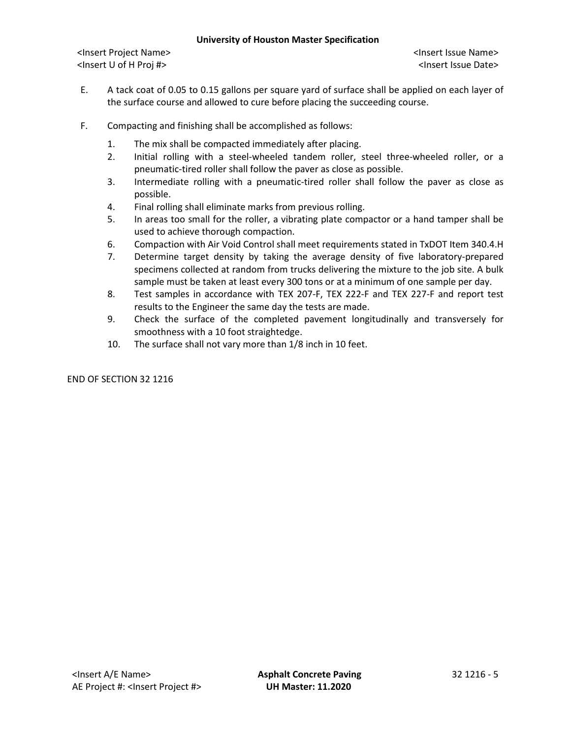E. A tack coat of 0.05 to 0.15 gallons per square yard of surface shall be applied on each layer of the surface course and allowed to cure before placing the succeeding course.

F. Compacting and finishing shall be accomplished as follows:

   1. The mix shall be compacted immediately after placing.
   2. Initial rolling with a steel-wheeled tandem roller, steel three-wheeled roller, or a pneumatic-tired roller shall follow the paver as close as possible.
   3. Intermediate rolling with a pneumatic-tired roller shall follow the paver as close as possible.
   4. Final rolling shall eliminate marks from previous rolling.
   5. In areas too small for the roller, a vibrating plate compactor or a hand tamper shall be used to achieve thorough compaction.
   6. Compaction with Air Void Control shall meet requirements stated in TxDOT Item 340.4.H
   7. Determine target density by taking the average density of five laboratory-prepared specimens collected at random from trucks delivering the mixture to the job site. A bulk sample must be taken at least every 300 tons or at a minimum of one sample per day.
   8. Test samples in accordance with TEX 207-F, TEX 222-F and TEX 227-F and report test results to the Engineer the same day the tests are made.
   9. Check the surface of the completed pavement longitudinally and transversely for smoothness with a 10 foot straightedge.
   10. The surface shall not vary more than 1/8 inch in 10 feet.

END OF SECTION 32 1216